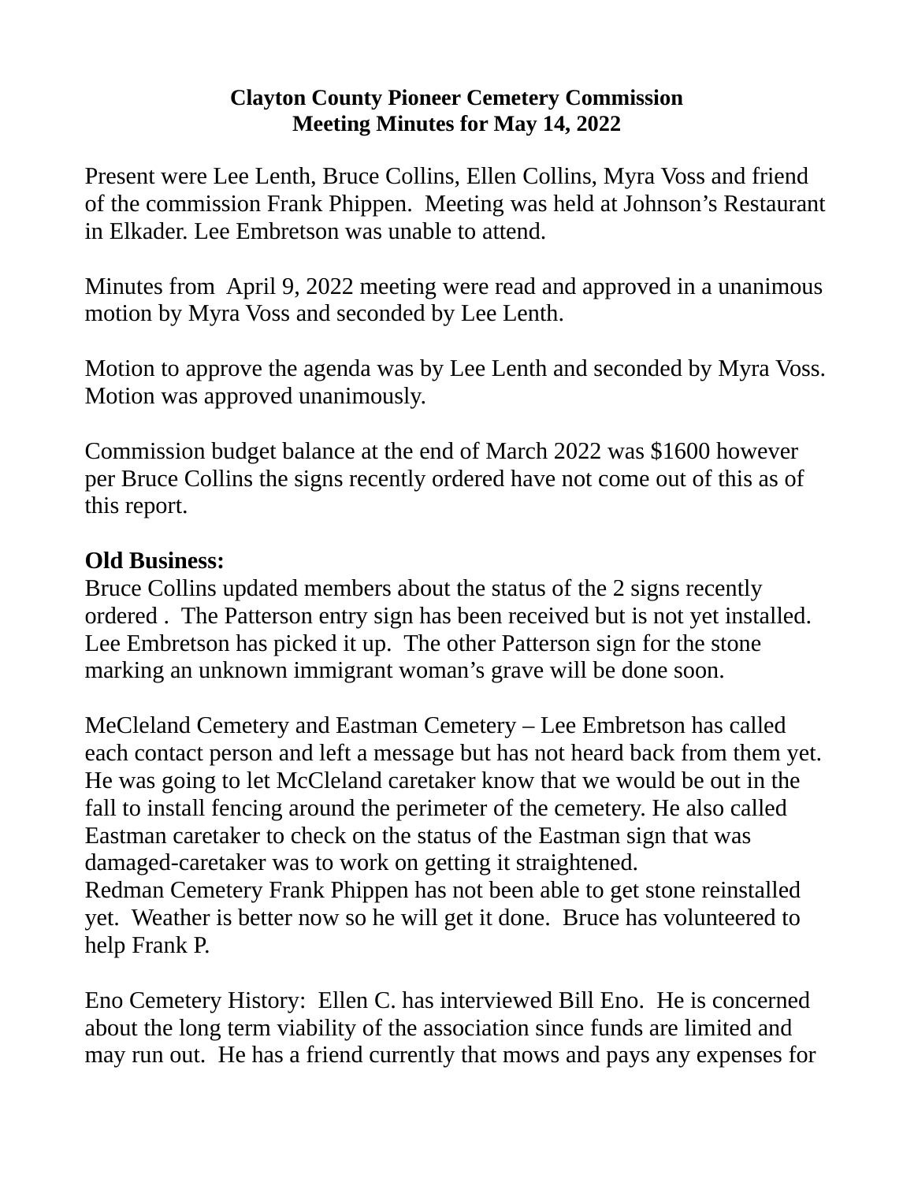**Clayton County Pioneer Cemetery Commission**
**Meeting Minutes for May 14, 2022**

Present were Lee Lenth, Bruce Collins, Ellen Collins, Myra Voss and friend of the commission Frank Phippen. Meeting was held at Johnson's Restaurant in Elkader. Lee Embretson was unable to attend.

Minutes from April 9, 2022 meeting were read and approved in a unanimous motion by Myra Voss and seconded by Lee Lenth.

Motion to approve the agenda was by Lee Lenth and seconded by Myra Voss. Motion was approved unanimously.

Commission budget balance at the end of March 2022 was $1600 however per Bruce Collins the signs recently ordered have not come out of this as of this report.

**Old Business:**
Bruce Collins updated members about the status of the 2 signs recently ordered . The Patterson entry sign has been received but is not yet installed. Lee Embretson has picked it up. The other Patterson sign for the stone marking an unknown immigrant woman's grave will be done soon.

MeCleland Cemetery and Eastman Cemetery – Lee Embretson has called each contact person and left a message but has not heard back from them yet. He was going to let McCleland caretaker know that we would be out in the fall to install fencing around the perimeter of the cemetery. He also called Eastman caretaker to check on the status of the Eastman sign that was damaged-caretaker was to work on getting it straightened.
Redman Cemetery Frank Phippen has not been able to get stone reinstalled yet. Weather is better now so he will get it done. Bruce has volunteered to help Frank P.

Eno Cemetery History: Ellen C. has interviewed Bill Eno. He is concerned about the long term viability of the association since funds are limited and may run out. He has a friend currently that mows and pays any expenses for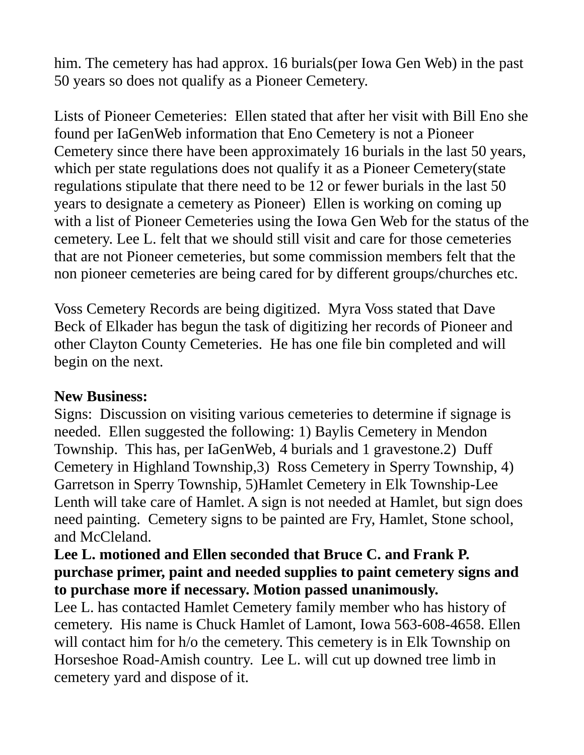him. The cemetery has had approx. 16 burials(per Iowa Gen Web) in the past 50 years so does not qualify as a Pioneer Cemetery.

Lists of Pioneer Cemeteries: Ellen stated that after her visit with Bill Eno she found per IaGenWeb information that Eno Cemetery is not a Pioneer Cemetery since there have been approximately 16 burials in the last 50 years, which per state regulations does not qualify it as a Pioneer Cemetery(state regulations stipulate that there need to be 12 or fewer burials in the last 50 years to designate a cemetery as Pioneer) Ellen is working on coming up with a list of Pioneer Cemeteries using the Iowa Gen Web for the status of the cemetery. Lee L. felt that we should still visit and care for those cemeteries that are not Pioneer cemeteries, but some commission members felt that the non pioneer cemeteries are being cared for by different groups/churches etc.

Voss Cemetery Records are being digitized. Myra Voss stated that Dave Beck of Elkader has begun the task of digitizing her records of Pioneer and other Clayton County Cemeteries. He has one file bin completed and will begin on the next.

**New Business:**
Signs: Discussion on visiting various cemeteries to determine if signage is needed. Ellen suggested the following: 1) Baylis Cemetery in Mendon Township. This has, per IaGenWeb, 4 burials and 1 gravestone.2) Duff Cemetery in Highland Township,3) Ross Cemetery in Sperry Township, 4) Garretson in Sperry Township, 5)Hamlet Cemetery in Elk Township-Lee Lenth will take care of Hamlet. A sign is not needed at Hamlet, but sign does need painting. Cemetery signs to be painted are Fry, Hamlet, Stone school, and McCleland.
**Lee L. motioned and Ellen seconded that Bruce C. and Frank P. purchase primer, paint and needed supplies to paint cemetery signs and to purchase more if necessary. Motion passed unanimously.**
Lee L. has contacted Hamlet Cemetery family member who has history of cemetery. His name is Chuck Hamlet of Lamont, Iowa 563-608-4658. Ellen will contact him for h/o the cemetery. This cemetery is in Elk Township on Horseshoe Road-Amish country. Lee L. will cut up downed tree limb in cemetery yard and dispose of it.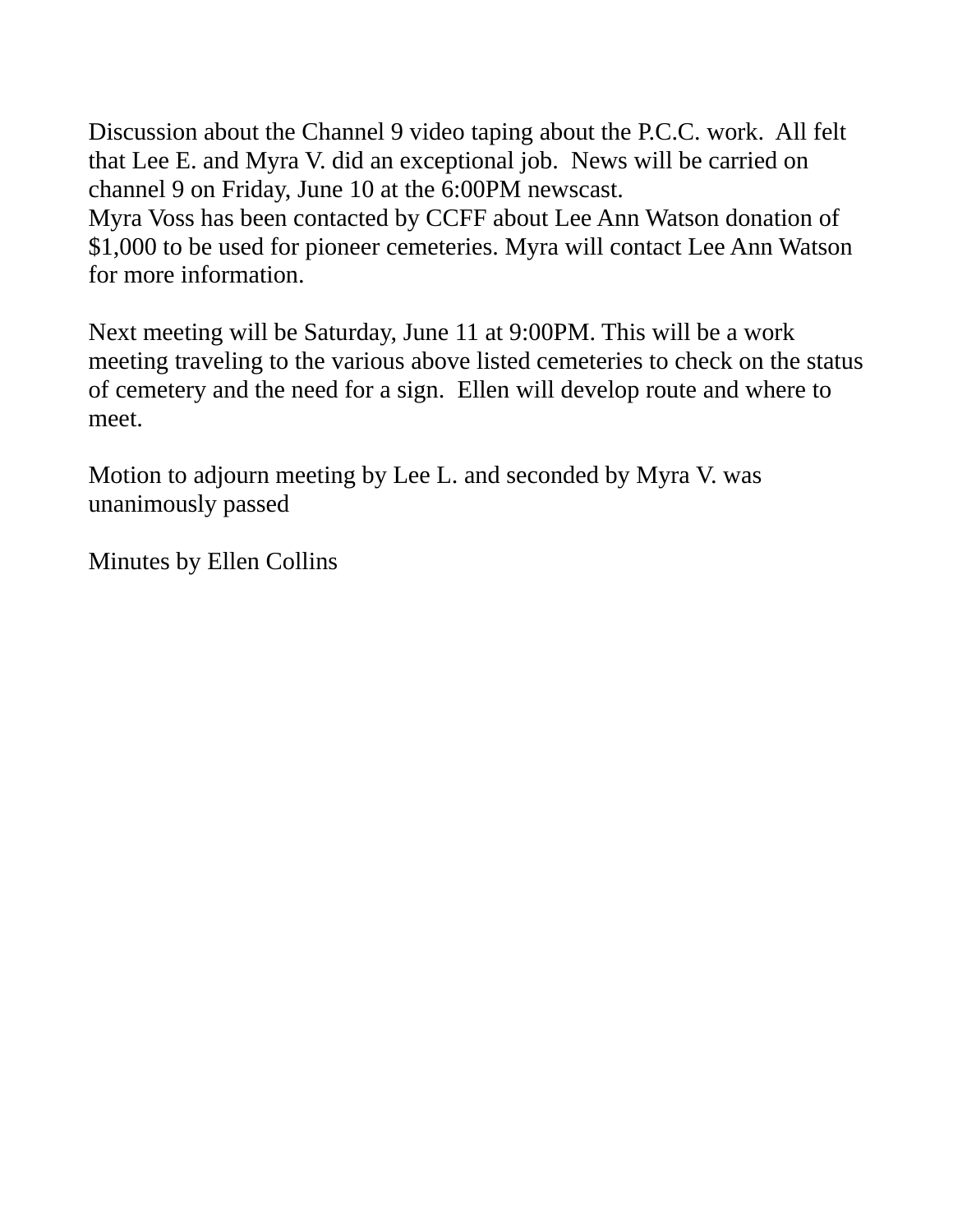Discussion about the Channel 9 video taping about the P.C.C. work. All felt that Lee E. and Myra V. did an exceptional job. News will be carried on channel 9 on Friday, June 10 at the 6:00PM newscast.
Myra Voss has been contacted by CCFF about Lee Ann Watson donation of $1,000 to be used for pioneer cemeteries. Myra will contact Lee Ann Watson for more information.

Next meeting will be Saturday, June 11 at 9:00PM. This will be a work meeting traveling to the various above listed cemeteries to check on the status of cemetery and the need for a sign. Ellen will develop route and where to meet.

Motion to adjourn meeting by Lee L. and seconded by Myra V. was unanimously passed

Minutes by Ellen Collins